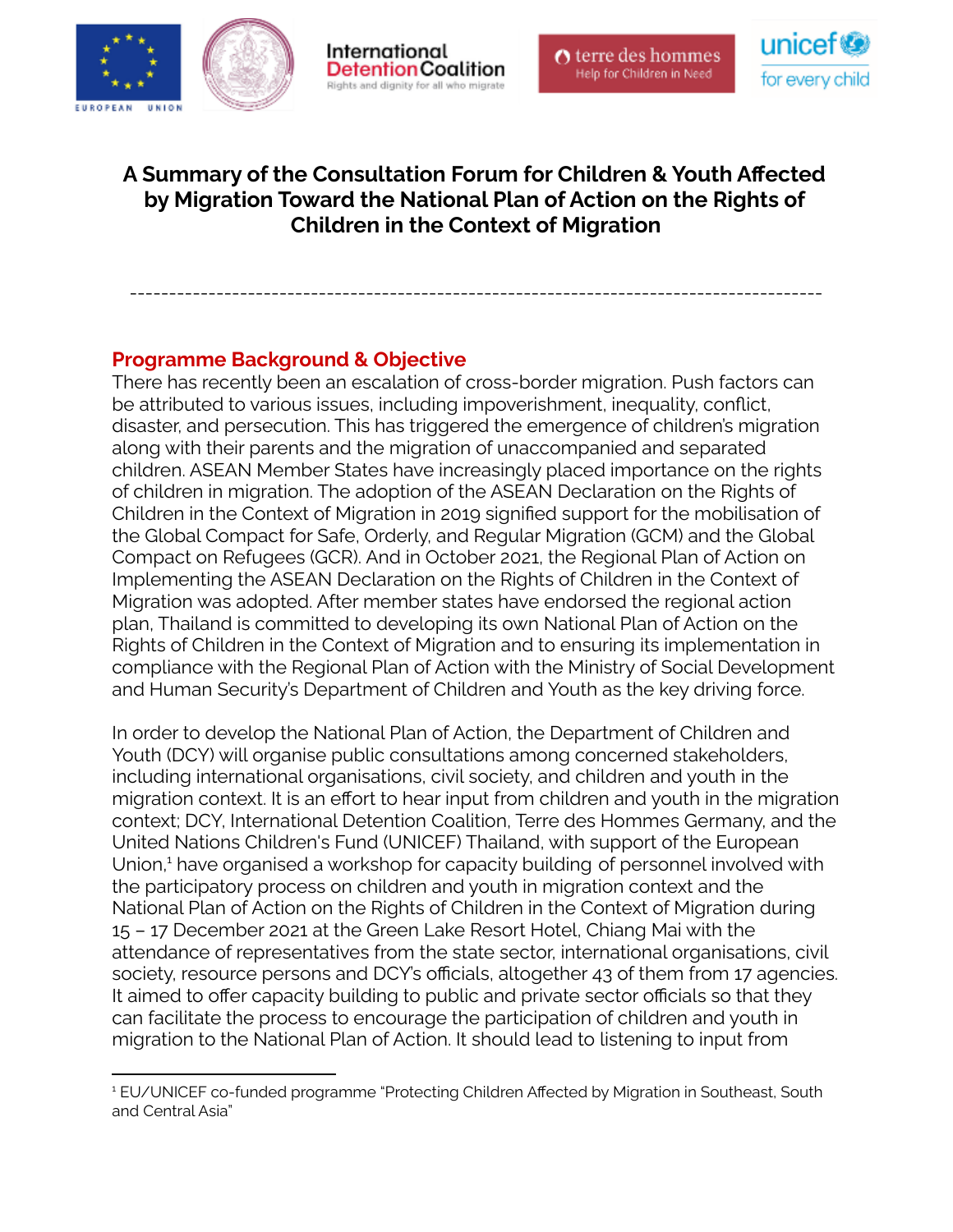# A Summary of the Consultation Forum for Children & Youth Affected by Migration Toward the National Plan of Action on the Rights of Children in the Context of Migration

---

## Programme Background & Objective

There has recently been an escalation of cross-border migration. Push factors can be attributed to various issues, including impoverishment, inequality, conflict, disaster, and persecution. This has triggered the emergence of children's migration along with their parents and the migration of unaccompanied and separated children. ASEAN Member States have increasingly placed importance on the rights of children in migration. The adoption of the ASEAN Declaration on the Rights of Children in the Context of Migration in 2019 signified support for the mobilisation of the Global Compact for Safe, Orderly, and Regular Migration (GCM) and the Global Compact on Refugees (GCR). And in October 2021, the Regional Plan of Action on Implementing the ASEAN Declaration on the Rights of Children in the Context of Migration was adopted. After member states have endorsed the regional action plan, Thailand is committed to developing its own National Plan of Action on the Rights of Children in the Context of Migration and to ensuring its implementation in compliance with the Regional Plan of Action with the Ministry of Social Development and Human Security's Department of Children and Youth as the key driving force.

In order to develop the National Plan of Action, the Department of Children and Youth (DCY) will organise public consultations among concerned stakeholders, including international organisations, civil society, and children and youth in the migration context. It is an effort to hear input from children and youth in the migration context; DCY, International Detention Coalition, Terre des Hommes Germany, and the United Nations Children's Fund (UNICEF) Thailand, with support of the European Union,[1] have organised a workshop for capacity building of personnel involved with the participatory process on children and youth in migration context and the National Plan of Action on the Rights of Children in the Context of Migration during 15 – 17 December 2021 at the Green Lake Resort Hotel, Chiang Mai with the attendance of representatives from the state sector, international organisations, civil society, resource persons and DCY's officials, altogether 43 of them from 17 agencies. It aimed to offer capacity building to public and private sector officials so that they can facilitate the process to encourage the participation of children and youth in migration to the National Plan of Action. It should lead to listening to input from

[1] EU/UNICEF co-funded programme "Protecting Children Affected by Migration in Southeast, South and Central Asia"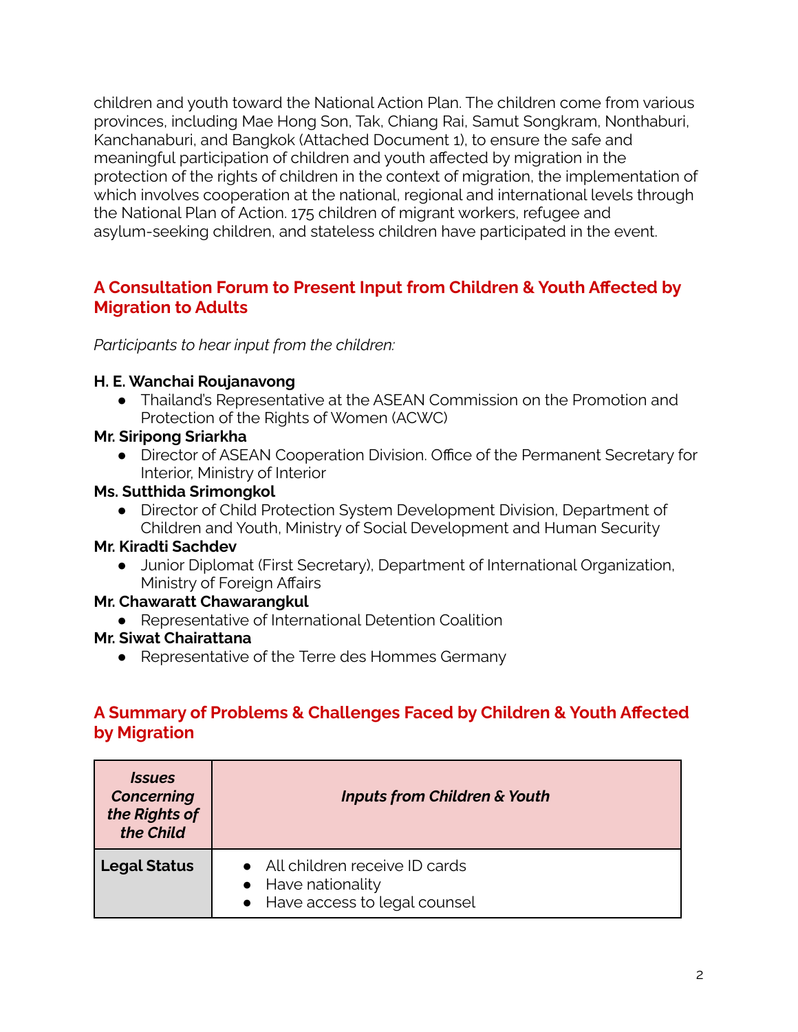children and youth toward the National Action Plan. The children come from various provinces, including Mae Hong Son, Tak, Chiang Rai, Samut Songkram, Nonthaburi, Kanchanaburi, and Bangkok (Attached Document 1), to ensure the safe and meaningful participation of children and youth affected by migration in the protection of the rights of children in the context of migration, the implementation of which involves cooperation at the national, regional and international levels through the National Plan of Action. 175 children of migrant workers, refugee and asylum-seeking children, and stateless children have participated in the event.

## A Consultation Forum to Present Input from Children & Youth Affected by Migration to Adults

*Participants to hear input from the children:*

**H. E. Wanchai Roujanavong**
- Thailand's Representative at the ASEAN Commission on the Promotion and Protection of the Rights of Women (ACWC)

**Mr. Siripong Sriarkha**
- Director of ASEAN Cooperation Division. Office of the Permanent Secretary for Interior, Ministry of Interior

**Ms. Sutthida Srimongkol**
- Director of Child Protection System Development Division, Department of Children and Youth, Ministry of Social Development and Human Security

**Mr. Kiradti Sachdev**
- Junior Diplomat (First Secretary), Department of International Organization, Ministry of Foreign Affairs

**Mr. Chawaratt Chawarangkul**
- Representative of International Detention Coalition

**Mr. Siwat Chairattana**
- Representative of the Terre des Hommes Germany

## A Summary of Problems & Challenges Faced by Children & Youth Affected by Migration

| *Issues Concerning the Rights of the Child* | *Inputs from Children & Youth* |
|---|---|
| **Legal Status** | • All children receive ID cards<br>• Have nationality<br>• Have access to legal counsel |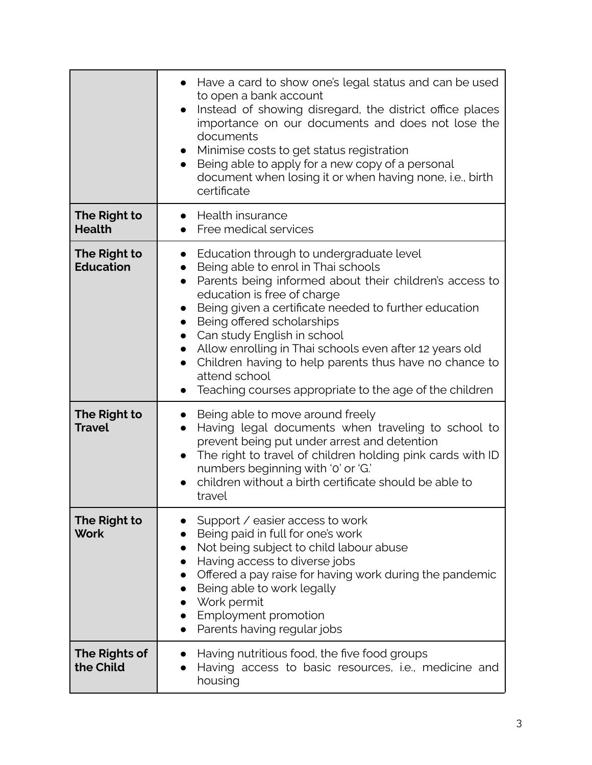| | |
|---|---|
| | • Have a card to show one's legal status and can be used to open a bank account<br>• Instead of showing disregard, the district office places importance on our documents and does not lose the documents<br>• Minimise costs to get status registration<br>• Being able to apply for a new copy of a personal document when losing it or when having none, i.e., birth certificate |
| **The Right to Health** | • Health insurance<br>• Free medical services |
| **The Right to Education** | • Education through to undergraduate level<br>• Being able to enrol in Thai schools<br>• Parents being informed about their children's access to education is free of charge<br>• Being given a certificate needed to further education<br>• Being offered scholarships<br>• Can study English in school<br>• Allow enrolling in Thai schools even after 12 years old<br>• Children having to help parents thus have no chance to attend school<br>• Teaching courses appropriate to the age of the children |
| **The Right to Travel** | • Being able to move around freely<br>• Having legal documents when traveling to school to prevent being put under arrest and detention<br>• The right to travel of children holding pink cards with ID numbers beginning with '0' or 'G.'<br>• children without a birth certificate should be able to travel |
| **The Right to Work** | • Support / easier access to work<br>• Being paid in full for one's work<br>• Not being subject to child labour abuse<br>• Having access to diverse jobs<br>• Offered a pay raise for having work during the pandemic<br>• Being able to work legally<br>• Work permit<br>• Employment promotion<br>• Parents having regular jobs |
| **The Rights of the Child** | • Having nutritious food, the five food groups<br>• Having access to basic resources, i.e., medicine and housing |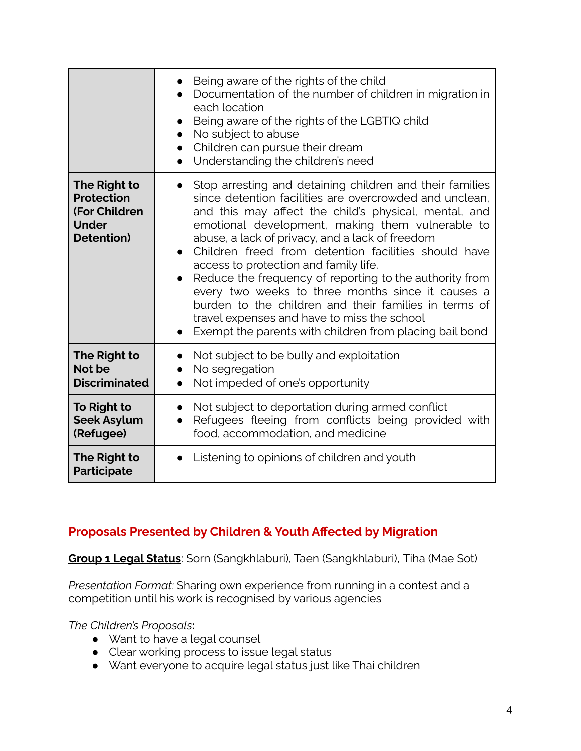| | |
|---|---|
| | • Being aware of the rights of the child<br>• Documentation of the number of children in migration in each location<br>• Being aware of the rights of the LGBTIQ child<br>• No subject to abuse<br>• Children can pursue their dream<br>• Understanding the children's need |
| **The Right to Protection (For Children Under Detention)** | • Stop arresting and detaining children and their families since detention facilities are overcrowded and unclean, and this may affect the child's physical, mental, and emotional development, making them vulnerable to abuse, a lack of privacy, and a lack of freedom<br>• Children freed from detention facilities should have access to protection and family life.<br>• Reduce the frequency of reporting to the authority from every two weeks to three months since it causes a burden to the children and their families in terms of travel expenses and have to miss the school<br>• Exempt the parents with children from placing bail bond |
| **The Right to Not be Discriminated** | • Not subject to be bully and exploitation<br>• No segregation<br>• Not impeded of one's opportunity |
| **To Right to Seek Asylum (Refugee)** | • Not subject to deportation during armed conflict<br>• Refugees fleeing from conflicts being provided with food, accommodation, and medicine |
| **The Right to Participate** | • Listening to opinions of children and youth |

## Proposals Presented by Children & Youth Affected by Migration

**Group 1 Legal Status**: Sorn (Sangkhlaburi), Taen (Sangkhlaburi), Tiha (Mae Sot)

*Presentation Format:* Sharing own experience from running in a contest and a competition until his work is recognised by various agencies

*The Children's Proposals*:

- Want to have a legal counsel
- Clear working process to issue legal status
- Want everyone to acquire legal status just like Thai children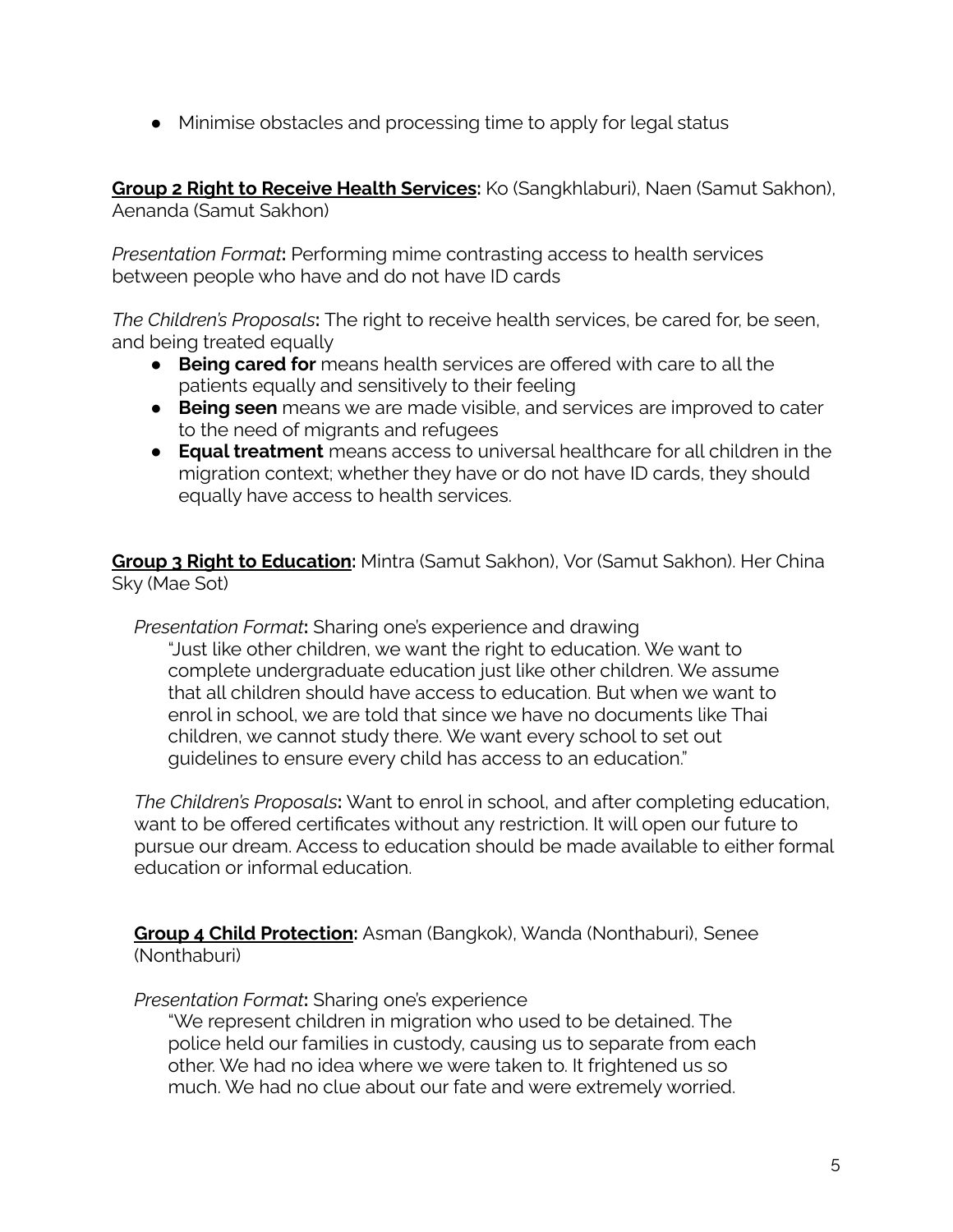- Minimise obstacles and processing time to apply for legal status

**Group 2 Right to Receive Health Services:** Ko (Sangkhlaburi), Naen (Samut Sakhon), Aenanda (Samut Sakhon)

*Presentation Format***:** Performing mime contrasting access to health services between people who have and do not have ID cards

*The Children's Proposals***:** The right to receive health services, be cared for, be seen, and being treated equally

- **Being cared for** means health services are offered with care to all the patients equally and sensitively to their feeling
- **Being seen** means we are made visible, and services are improved to cater to the need of migrants and refugees
- **Equal treatment** means access to universal healthcare for all children in the migration context; whether they have or do not have ID cards, they should equally have access to health services.

**Group 3 Right to Education:** Mintra (Samut Sakhon), Vor (Samut Sakhon). Her China Sky (Mae Sot)

*Presentation Format***:** Sharing one's experience and drawing

> "Just like other children, we want the right to education. We want to complete undergraduate education just like other children. We assume that all children should have access to education. But when we want to enrol in school, we are told that since we have no documents like Thai children, we cannot study there. We want every school to set out guidelines to ensure every child has access to an education."

*The Children's Proposals***:** Want to enrol in school, and after completing education, want to be offered certificates without any restriction. It will open our future to pursue our dream. Access to education should be made available to either formal education or informal education.

**Group 4 Child Protection:** Asman (Bangkok), Wanda (Nonthaburi), Senee (Nonthaburi)

*Presentation Format***:** Sharing one's experience

> "We represent children in migration who used to be detained. The police held our families in custody, causing us to separate from each other. We had no idea where we were taken to. It frightened us so much. We had no clue about our fate and were extremely worried.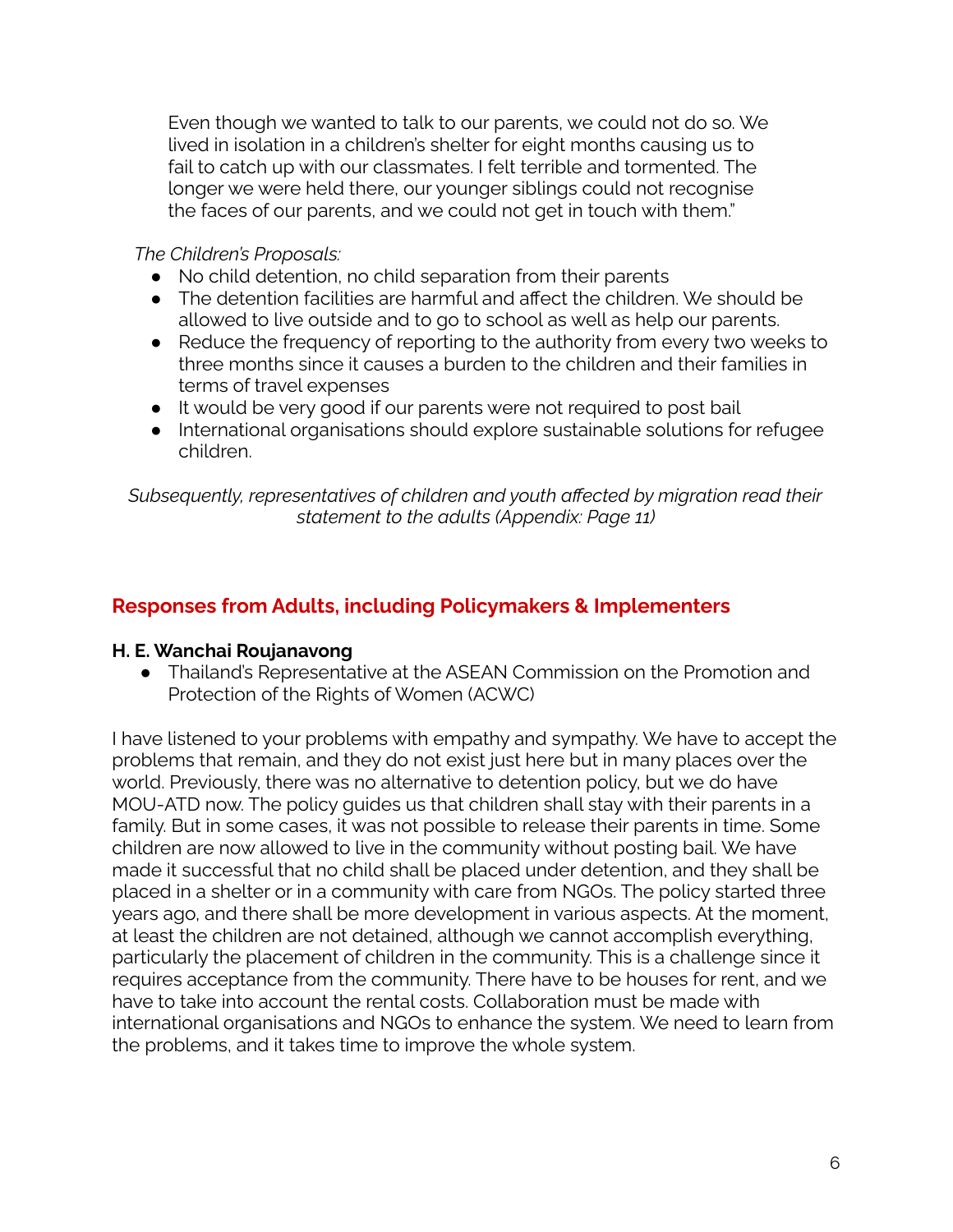Even though we wanted to talk to our parents, we could not do so. We lived in isolation in a children's shelter for eight months causing us to fail to catch up with our classmates. I felt terrible and tormented. The longer we were held there, our younger siblings could not recognise the faces of our parents, and we could not get in touch with them."

*The Children's Proposals:*

- No child detention, no child separation from their parents
- The detention facilities are harmful and affect the children. We should be allowed to live outside and to go to school as well as help our parents.
- Reduce the frequency of reporting to the authority from every two weeks to three months since it causes a burden to the children and their families in terms of travel expenses
- It would be very good if our parents were not required to post bail
- International organisations should explore sustainable solutions for refugee children.

*Subsequently, representatives of children and youth affected by migration read their statement to the adults (Appendix: Page 11)*

## Responses from Adults, including Policymakers & Implementers

**H. E. Wanchai Roujanavong**

- Thailand's Representative at the ASEAN Commission on the Promotion and Protection of the Rights of Women (ACWC)

I have listened to your problems with empathy and sympathy. We have to accept the problems that remain, and they do not exist just here but in many places over the world. Previously, there was no alternative to detention policy, but we do have MOU-ATD now. The policy guides us that children shall stay with their parents in a family. But in some cases, it was not possible to release their parents in time. Some children are now allowed to live in the community without posting bail. We have made it successful that no child shall be placed under detention, and they shall be placed in a shelter or in a community with care from NGOs. The policy started three years ago, and there shall be more development in various aspects. At the moment, at least the children are not detained, although we cannot accomplish everything, particularly the placement of children in the community. This is a challenge since it requires acceptance from the community. There have to be houses for rent, and we have to take into account the rental costs. Collaboration must be made with international organisations and NGOs to enhance the system. We need to learn from the problems, and it takes time to improve the whole system.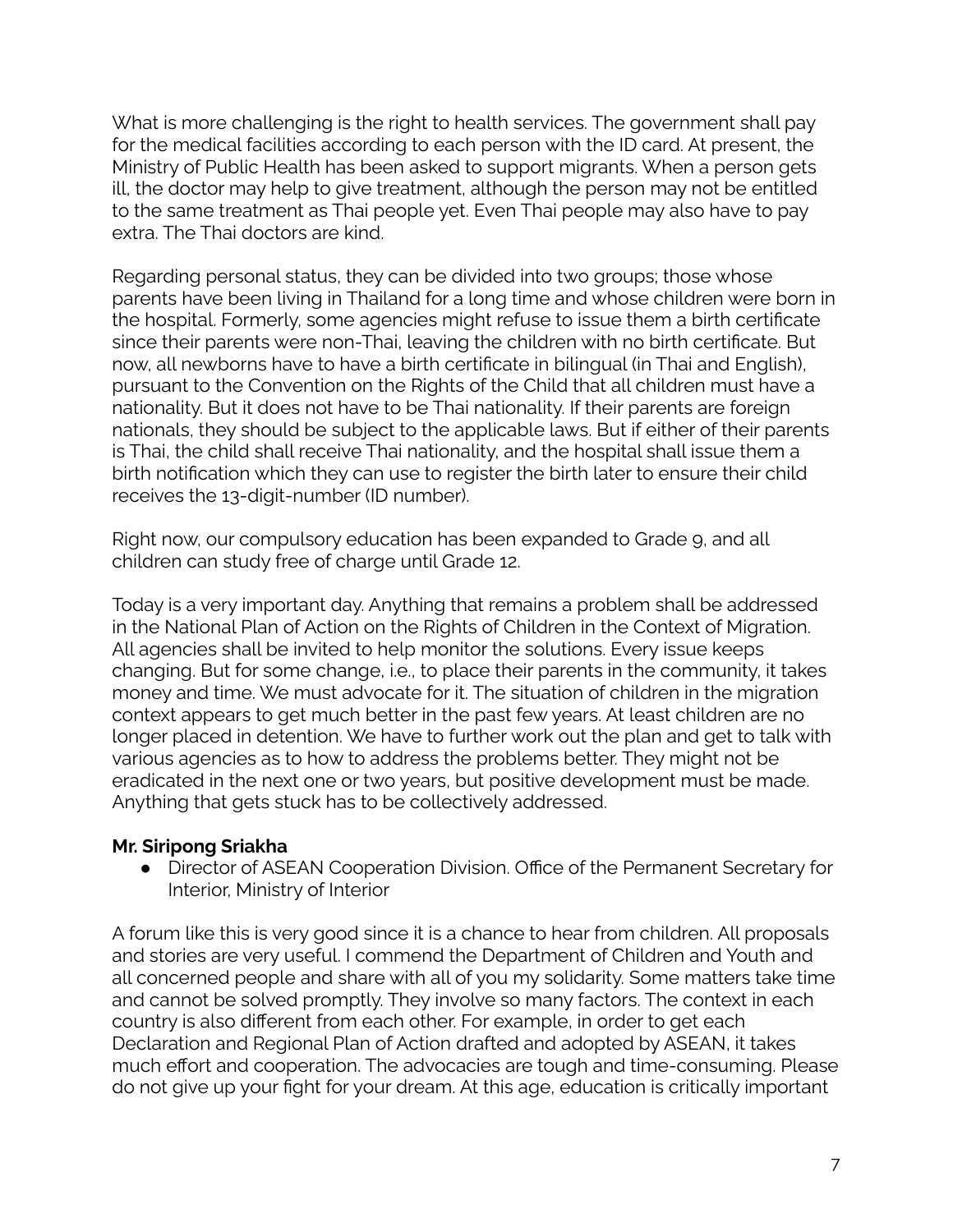What is more challenging is the right to health services. The government shall pay for the medical facilities according to each person with the ID card. At present, the Ministry of Public Health has been asked to support migrants. When a person gets ill, the doctor may help to give treatment, although the person may not be entitled to the same treatment as Thai people yet. Even Thai people may also have to pay extra. The Thai doctors are kind.

Regarding personal status, they can be divided into two groups; those whose parents have been living in Thailand for a long time and whose children were born in the hospital. Formerly, some agencies might refuse to issue them a birth certificate since their parents were non-Thai, leaving the children with no birth certificate. But now, all newborns have to have a birth certificate in bilingual (in Thai and English), pursuant to the Convention on the Rights of the Child that all children must have a nationality. But it does not have to be Thai nationality. If their parents are foreign nationals, they should be subject to the applicable laws. But if either of their parents is Thai, the child shall receive Thai nationality, and the hospital shall issue them a birth notification which they can use to register the birth later to ensure their child receives the 13-digit-number (ID number).

Right now, our compulsory education has been expanded to Grade 9, and all children can study free of charge until Grade 12.

Today is a very important day. Anything that remains a problem shall be addressed in the National Plan of Action on the Rights of Children in the Context of Migration. All agencies shall be invited to help monitor the solutions. Every issue keeps changing. But for some change, i.e., to place their parents in the community, it takes money and time. We must advocate for it. The situation of children in the migration context appears to get much better in the past few years. At least children are no longer placed in detention. We have to further work out the plan and get to talk with various agencies as to how to address the problems better. They might not be eradicated in the next one or two years, but positive development must be made. Anything that gets stuck has to be collectively addressed.

**Mr. Siripong Sriakha**

- Director of ASEAN Cooperation Division. Office of the Permanent Secretary for Interior, Ministry of Interior

A forum like this is very good since it is a chance to hear from children. All proposals and stories are very useful. I commend the Department of Children and Youth and all concerned people and share with all of you my solidarity. Some matters take time and cannot be solved promptly. They involve so many factors. The context in each country is also different from each other. For example, in order to get each Declaration and Regional Plan of Action drafted and adopted by ASEAN, it takes much effort and cooperation. The advocacies are tough and time-consuming. Please do not give up your fight for your dream. At this age, education is critically important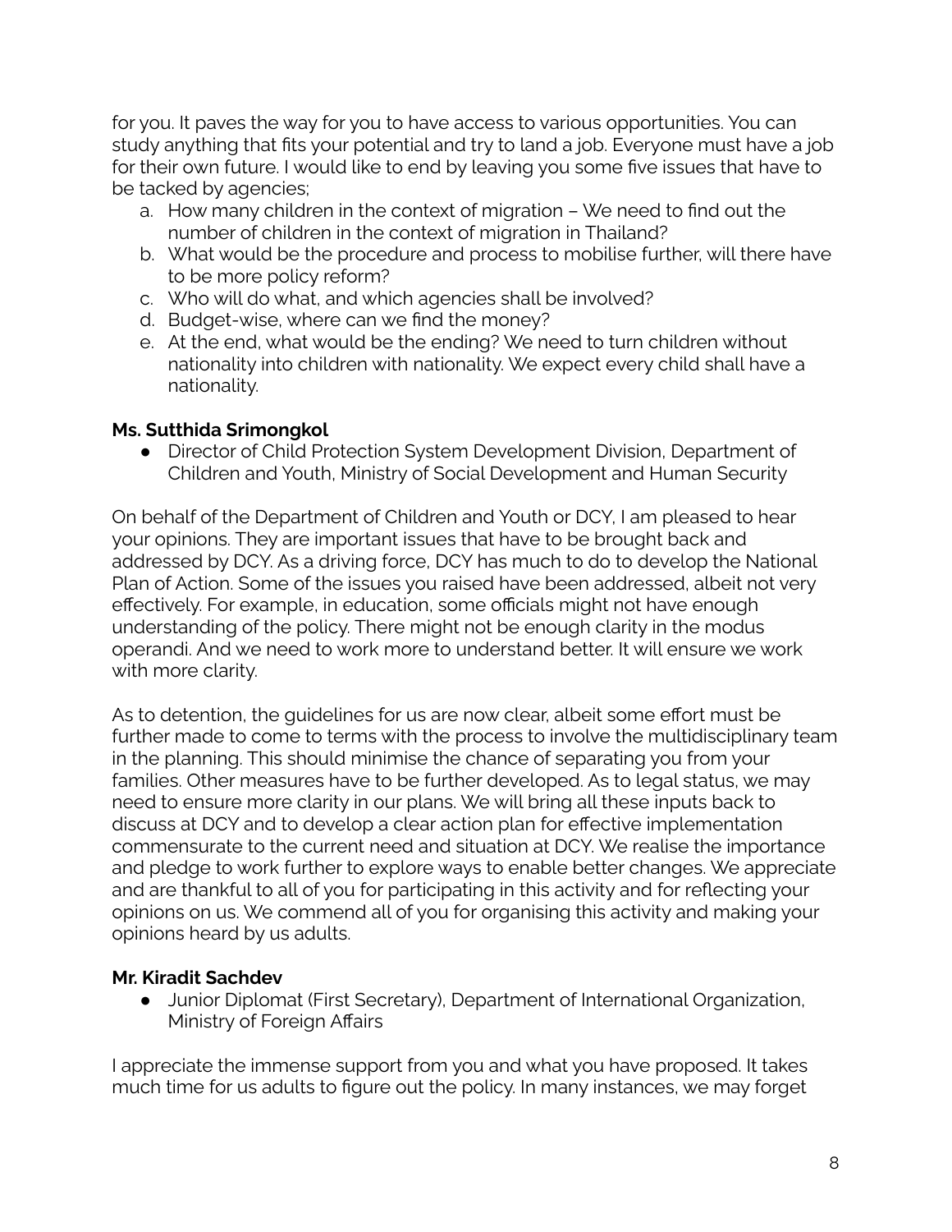for you. It paves the way for you to have access to various opportunities. You can study anything that fits your potential and try to land a job. Everyone must have a job for their own future. I would like to end by leaving you some five issues that have to be tacked by agencies;

a. How many children in the context of migration – We need to find out the number of children in the context of migration in Thailand?
b. What would be the procedure and process to mobilise further, will there have to be more policy reform?
c. Who will do what, and which agencies shall be involved?
d. Budget-wise, where can we find the money?
e. At the end, what would be the ending? We need to turn children without nationality into children with nationality. We expect every child shall have a nationality.

**Ms. Sutthida Srimongkol**

- Director of Child Protection System Development Division, Department of Children and Youth, Ministry of Social Development and Human Security

On behalf of the Department of Children and Youth or DCY, I am pleased to hear your opinions. They are important issues that have to be brought back and addressed by DCY. As a driving force, DCY has much to do to develop the National Plan of Action. Some of the issues you raised have been addressed, albeit not very effectively. For example, in education, some officials might not have enough understanding of the policy. There might not be enough clarity in the modus operandi. And we need to work more to understand better. It will ensure we work with more clarity.

As to detention, the guidelines for us are now clear, albeit some effort must be further made to come to terms with the process to involve the multidisciplinary team in the planning. This should minimise the chance of separating you from your families. Other measures have to be further developed. As to legal status, we may need to ensure more clarity in our plans. We will bring all these inputs back to discuss at DCY and to develop a clear action plan for effective implementation commensurate to the current need and situation at DCY. We realise the importance and pledge to work further to explore ways to enable better changes. We appreciate and are thankful to all of you for participating in this activity and for reflecting your opinions on us. We commend all of you for organising this activity and making your opinions heard by us adults.

**Mr. Kiradit Sachdev**

- Junior Diplomat (First Secretary), Department of International Organization, Ministry of Foreign Affairs

I appreciate the immense support from you and what you have proposed. It takes much time for us adults to figure out the policy. In many instances, we may forget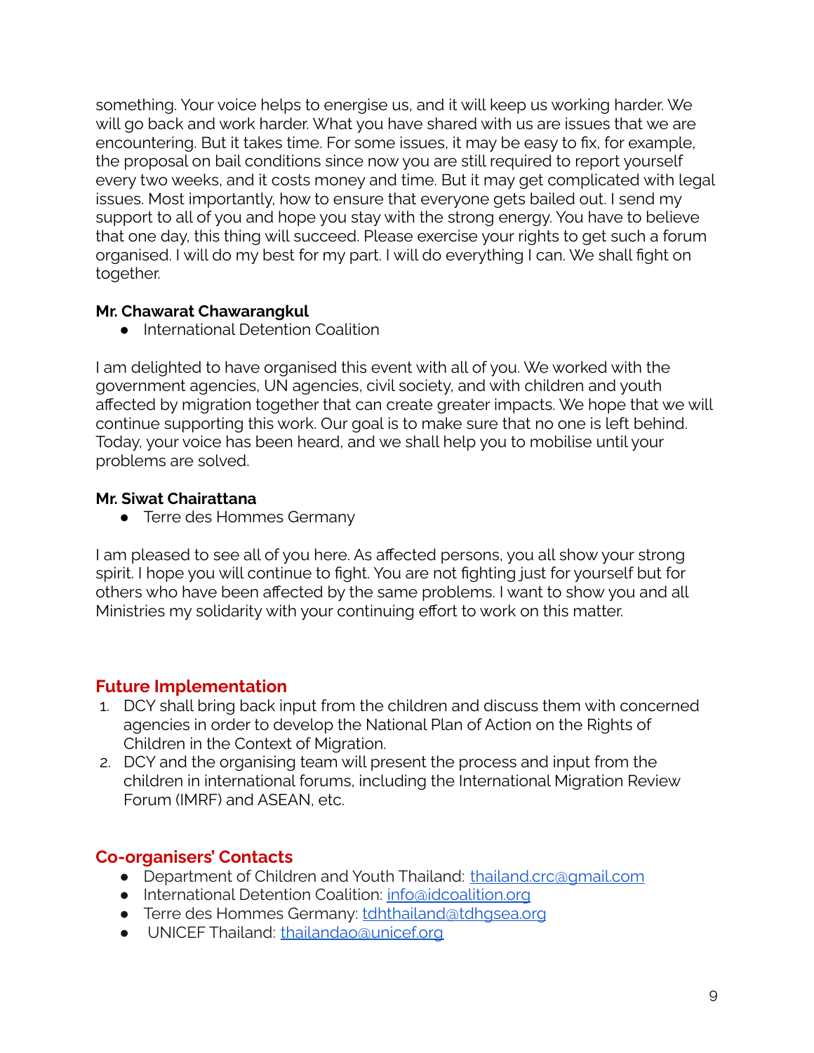something. Your voice helps to energise us, and it will keep us working harder. We will go back and work harder. What you have shared with us are issues that we are encountering. But it takes time. For some issues, it may be easy to fix, for example, the proposal on bail conditions since now you are still required to report yourself every two weeks, and it costs money and time. But it may get complicated with legal issues. Most importantly, how to ensure that everyone gets bailed out. I send my support to all of you and hope you stay with the strong energy. You have to believe that one day, this thing will succeed. Please exercise your rights to get such a forum organised. I will do my best for my part. I will do everything I can. We shall fight on together.

**Mr. Chawarat Chawarangkul**

- International Detention Coalition

I am delighted to have organised this event with all of you. We worked with the government agencies, UN agencies, civil society, and with children and youth affected by migration together that can create greater impacts. We hope that we will continue supporting this work. Our goal is to make sure that no one is left behind. Today, your voice has been heard, and we shall help you to mobilise until your problems are solved.

**Mr. Siwat Chairattana**

- Terre des Hommes Germany

I am pleased to see all of you here. As affected persons, you all show your strong spirit. I hope you will continue to fight. You are not fighting just for yourself but for others who have been affected by the same problems. I want to show you and all Ministries my solidarity with your continuing effort to work on this matter.

## Future Implementation

1. DCY shall bring back input from the children and discuss them with concerned agencies in order to develop the National Plan of Action on the Rights of Children in the Context of Migration.
2. DCY and the organising team will present the process and input from the children in international forums, including the International Migration Review Forum (IMRF) and ASEAN, etc.

## Co-organisers' Contacts

- Department of Children and Youth Thailand: thailand.crc@gmail.com
- International Detention Coalition: info@idcoalition.org
- Terre des Hommes Germany: tdhthailand@tdhgsea.org
- UNICEF Thailand: thailandao@unicef.org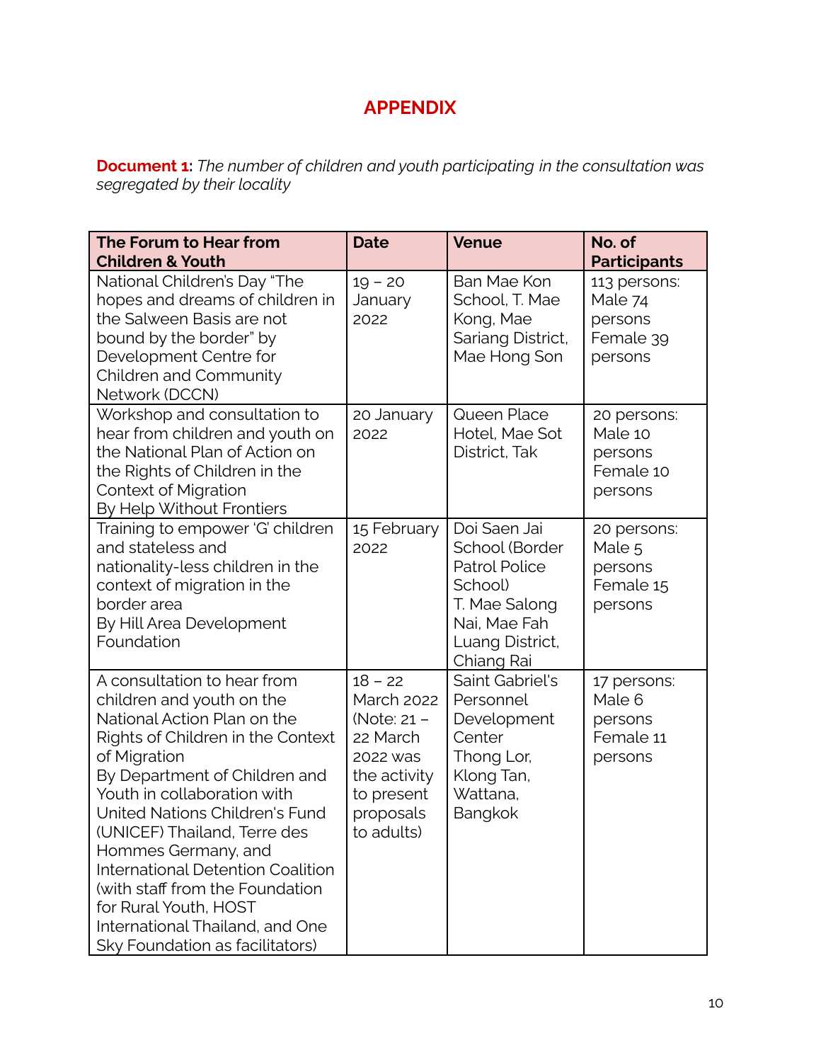# APPENDIX

**Document 1:** *The number of children and youth participating in the consultation was segregated by their locality*

| The Forum to Hear from Children & Youth | Date | Venue | No. of Participants |
|---|---|---|---|
| National Children's Day "The hopes and dreams of children in the Salween Basis are not bound by the border" by Development Centre for Children and Community Network (DCCN) | 19 – 20 January 2022 | Ban Mae Kon School, T. Mae Kong, Mae Sariang District, Mae Hong Son | 113 persons: Male 74 persons Female 39 persons |
| Workshop and consultation to hear from children and youth on the National Plan of Action on the Rights of Children in the Context of Migration By Help Without Frontiers | 20 January 2022 | Queen Place Hotel, Mae Sot District, Tak | 20 persons: Male 10 persons Female 10 persons |
| Training to empower 'G' children and stateless and nationality-less children in the context of migration in the border area By Hill Area Development Foundation | 15 February 2022 | Doi Saen Jai School (Border Patrol Police School) T. Mae Salong Nai, Mae Fah Luang District, Chiang Rai | 20 persons: Male 5 persons Female 15 persons |
| A consultation to hear from children and youth on the National Action Plan on the Rights of Children in the Context of Migration By Department of Children and Youth in collaboration with United Nations Children's Fund (UNICEF) Thailand, Terre des Hommes Germany, and International Detention Coalition (with staff from the Foundation for Rural Youth, HOST International Thailand, and One Sky Foundation as facilitators) | 18 – 22 March 2022 (Note: 21 – 22 March 2022 was the activity to present proposals to adults) | Saint Gabriel's Personnel Development Center Thong Lor, Klong Tan, Wattana, Bangkok | 17 persons: Male 6 persons Female 11 persons |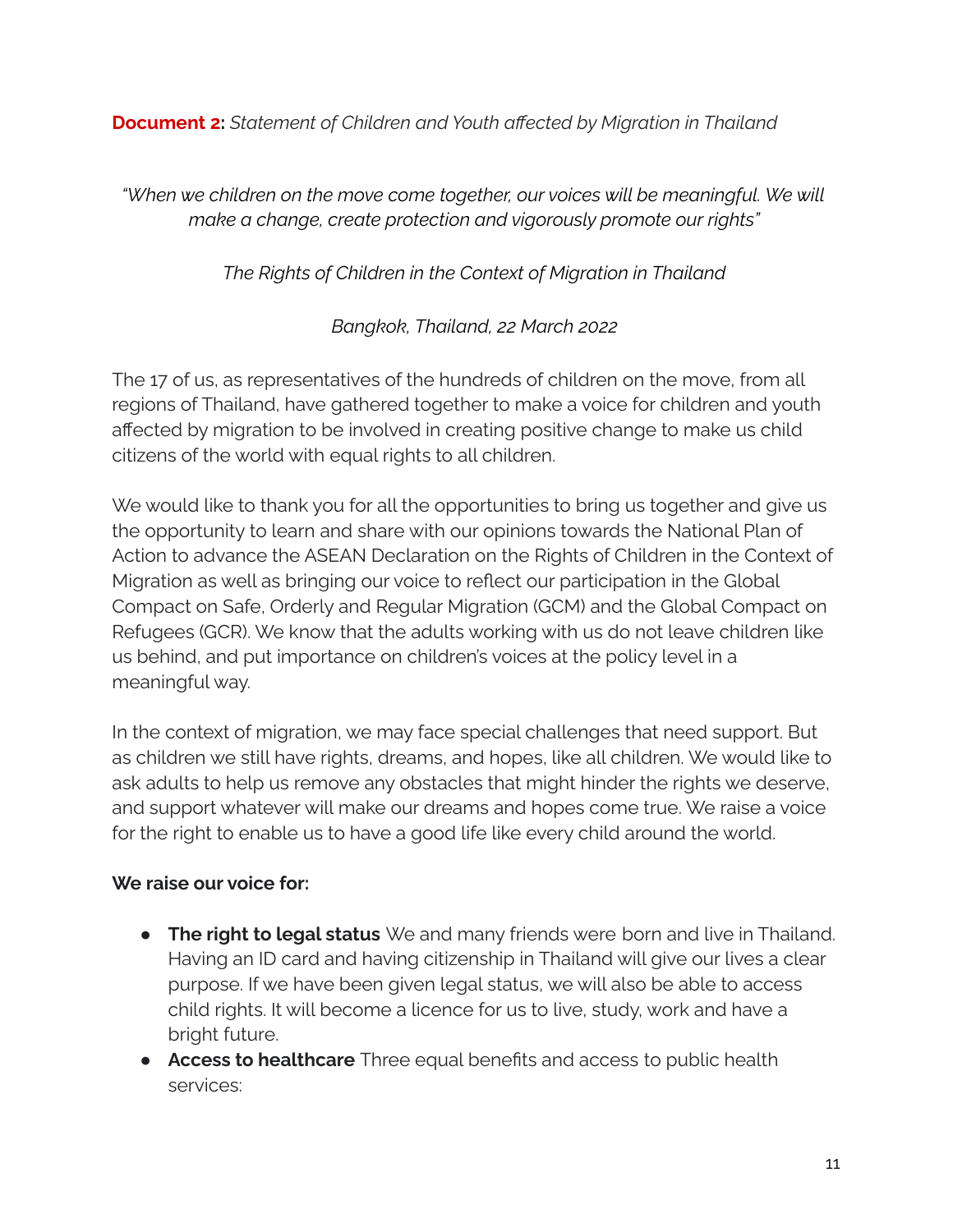**Document 2:** *Statement of Children and Youth affected by Migration in Thailand*

*"When we children on the move come together, our voices will be meaningful. We will make a change, create protection and vigorously promote our rights"*

*The Rights of Children in the Context of Migration in Thailand*

*Bangkok, Thailand, 22 March 2022*

The 17 of us, as representatives of the hundreds of children on the move, from all regions of Thailand, have gathered together to make a voice for children and youth affected by migration to be involved in creating positive change to make us child citizens of the world with equal rights to all children.

We would like to thank you for all the opportunities to bring us together and give us the opportunity to learn and share with our opinions towards the National Plan of Action to advance the ASEAN Declaration on the Rights of Children in the Context of Migration as well as bringing our voice to reflect our participation in the Global Compact on Safe, Orderly and Regular Migration (GCM) and the Global Compact on Refugees (GCR). We know that the adults working with us do not leave children like us behind, and put importance on children's voices at the policy level in a meaningful way.

In the context of migration, we may face special challenges that need support. But as children we still have rights, dreams, and hopes, like all children. We would like to ask adults to help us remove any obstacles that might hinder the rights we deserve, and support whatever will make our dreams and hopes come true. We raise a voice for the right to enable us to have a good life like every child around the world.

**We raise our voice for:**

- **The right to legal status** We and many friends were born and live in Thailand. Having an ID card and having citizenship in Thailand will give our lives a clear purpose. If we have been given legal status, we will also be able to access child rights. It will become a licence for us to live, study, work and have a bright future.
- **Access to healthcare** Three equal benefits and access to public health services: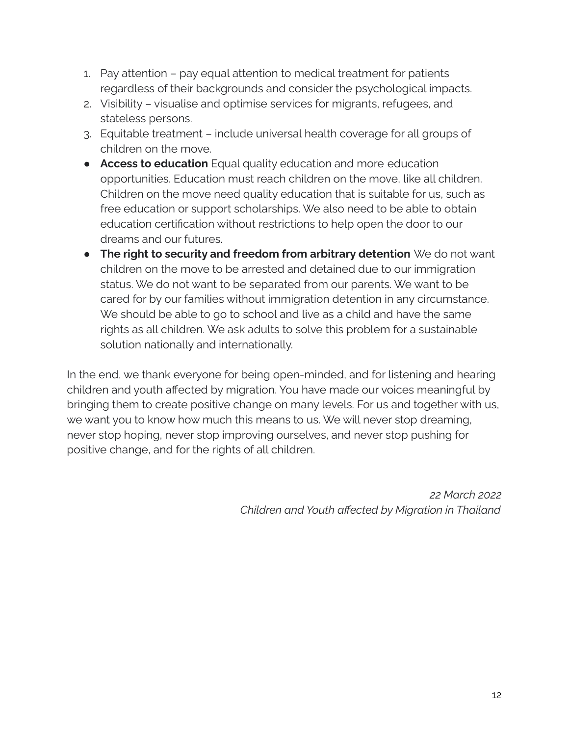1. Pay attention – pay equal attention to medical treatment for patients regardless of their backgrounds and consider the psychological impacts.
2. Visibility – visualise and optimise services for migrants, refugees, and stateless persons.
3. Equitable treatment – include universal health coverage for all groups of children on the move.

- **Access to education** Equal quality education and more education opportunities. Education must reach children on the move, like all children. Children on the move need quality education that is suitable for us, such as free education or support scholarships. We also need to be able to obtain education certification without restrictions to help open the door to our dreams and our futures.
- **The right to security and freedom from arbitrary detention** We do not want children on the move to be arrested and detained due to our immigration status. We do not want to be separated from our parents. We want to be cared for by our families without immigration detention in any circumstance. We should be able to go to school and live as a child and have the same rights as all children. We ask adults to solve this problem for a sustainable solution nationally and internationally.

In the end, we thank everyone for being open-minded, and for listening and hearing children and youth affected by migration. You have made our voices meaningful by bringing them to create positive change on many levels. For us and together with us, we want you to know how much this means to us. We will never stop dreaming, never stop hoping, never stop improving ourselves, and never stop pushing for positive change, and for the rights of all children.

*22 March 2022*
*Children and Youth affected by Migration in Thailand*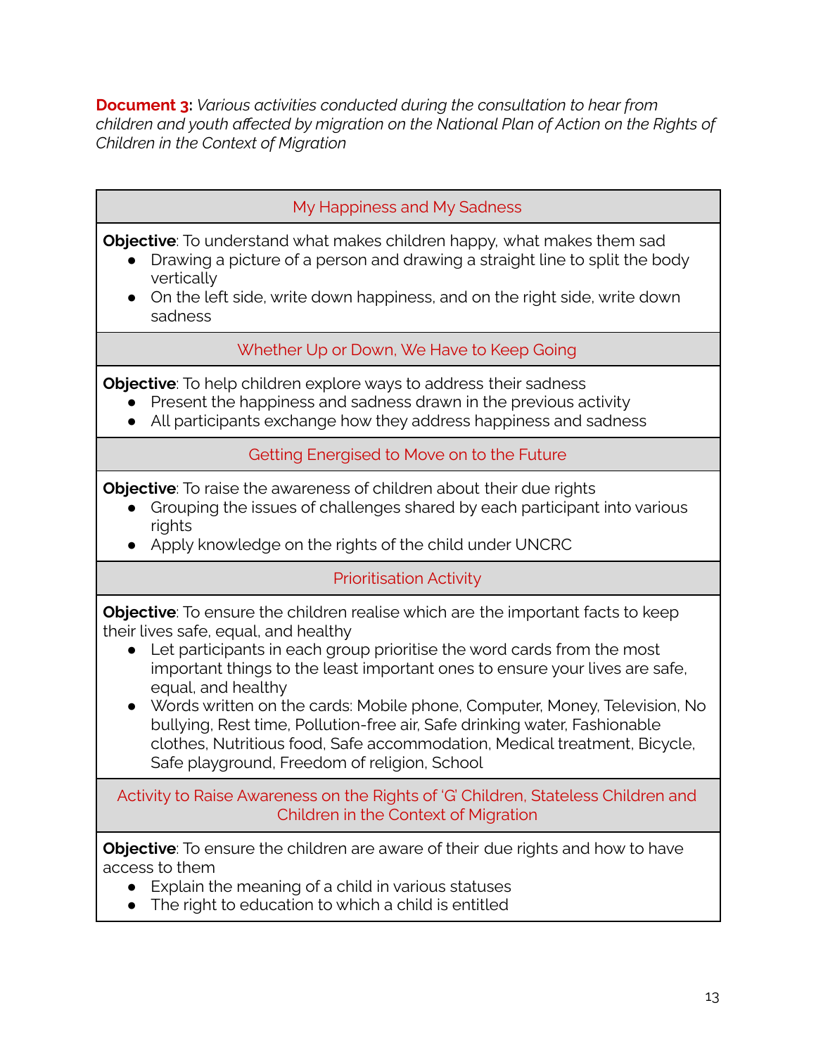**Document 3:** *Various activities conducted during the consultation to hear from children and youth affected by migration on the National Plan of Action on the Rights of Children in the Context of Migration*

| My Happiness and My Sadness |
| --- |
| **Objective**: To understand what makes children happy, what makes them sad<br>● Drawing a picture of a person and drawing a straight line to split the body vertically<br>● On the left side, write down happiness, and on the right side, write down sadness |
| Whether Up or Down, We Have to Keep Going |
| **Objective**: To help children explore ways to address their sadness<br>● Present the happiness and sadness drawn in the previous activity<br>● All participants exchange how they address happiness and sadness |
| Getting Energised to Move on to the Future |
| **Objective**: To raise the awareness of children about their due rights<br>● Grouping the issues of challenges shared by each participant into various rights<br>● Apply knowledge on the rights of the child under UNCRC |
| Prioritisation Activity |
| **Objective**: To ensure the children realise which are the important facts to keep their lives safe, equal, and healthy<br>● Let participants in each group prioritise the word cards from the most important things to the least important ones to ensure your lives are safe, equal, and healthy<br>● Words written on the cards: Mobile phone, Computer, Money, Television, No bullying, Rest time, Pollution-free air, Safe drinking water, Fashionable clothes, Nutritious food, Safe accommodation, Medical treatment, Bicycle, Safe playground, Freedom of religion, School |
| Activity to Raise Awareness on the Rights of 'G' Children, Stateless Children and Children in the Context of Migration |
| **Objective**: To ensure the children are aware of their due rights and how to have access to them<br>● Explain the meaning of a child in various statuses<br>● The right to education to which a child is entitled |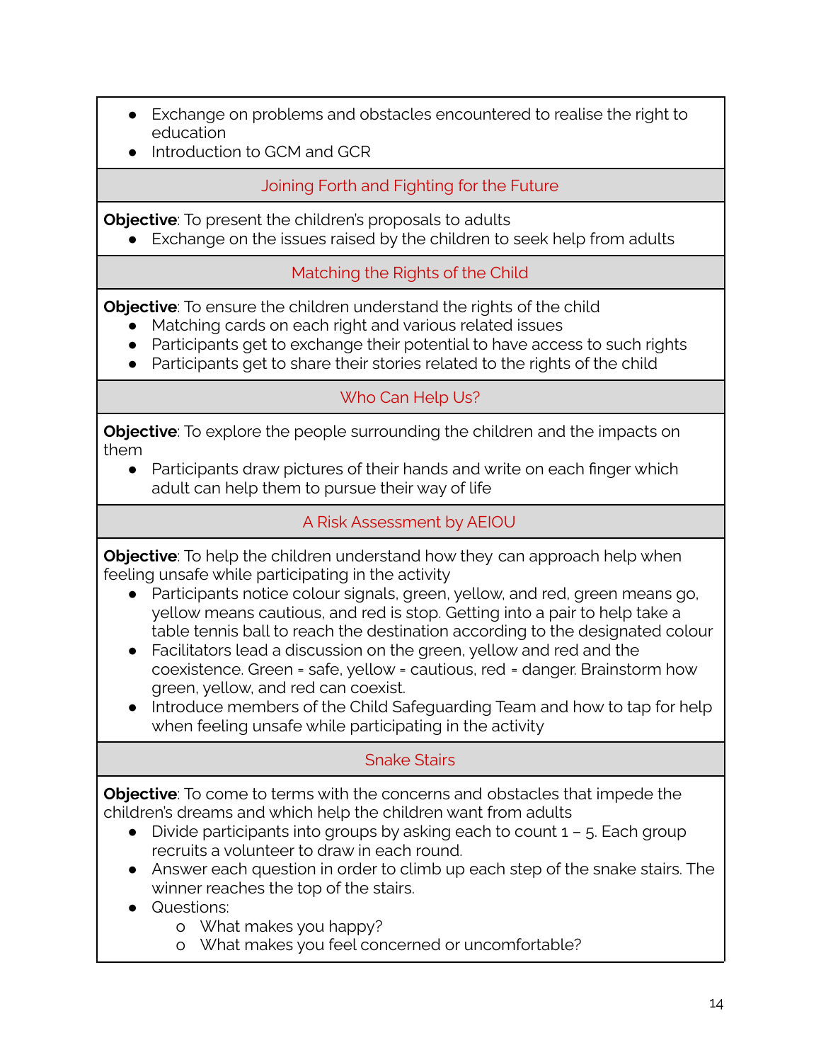- Exchange on problems and obstacles encountered to realise the right to education
- Introduction to GCM and GCR

### Joining Forth and Fighting for the Future

**Objective**: To present the children's proposals to adults

- Exchange on the issues raised by the children to seek help from adults

### Matching the Rights of the Child

**Objective**: To ensure the children understand the rights of the child

- Matching cards on each right and various related issues
- Participants get to exchange their potential to have access to such rights
- Participants get to share their stories related to the rights of the child

### Who Can Help Us?

**Objective**: To explore the people surrounding the children and the impacts on them

- Participants draw pictures of their hands and write on each finger which adult can help them to pursue their way of life

### A Risk Assessment by AEIOU

**Objective**: To help the children understand how they can approach help when feeling unsafe while participating in the activity

- Participants notice colour signals, green, yellow, and red, green means go, yellow means cautious, and red is stop. Getting into a pair to help take a table tennis ball to reach the destination according to the designated colour
- Facilitators lead a discussion on the green, yellow and red and the coexistence. Green = safe, yellow = cautious, red = danger. Brainstorm how green, yellow, and red can coexist.
- Introduce members of the Child Safeguarding Team and how to tap for help when feeling unsafe while participating in the activity

### Snake Stairs

**Objective**: To come to terms with the concerns and obstacles that impede the children's dreams and which help the children want from adults

- Divide participants into groups by asking each to count 1 – 5. Each group recruits a volunteer to draw in each round.
- Answer each question in order to climb up each step of the snake stairs. The winner reaches the top of the stairs.
- Questions:
  - What makes you happy?
  - What makes you feel concerned or uncomfortable?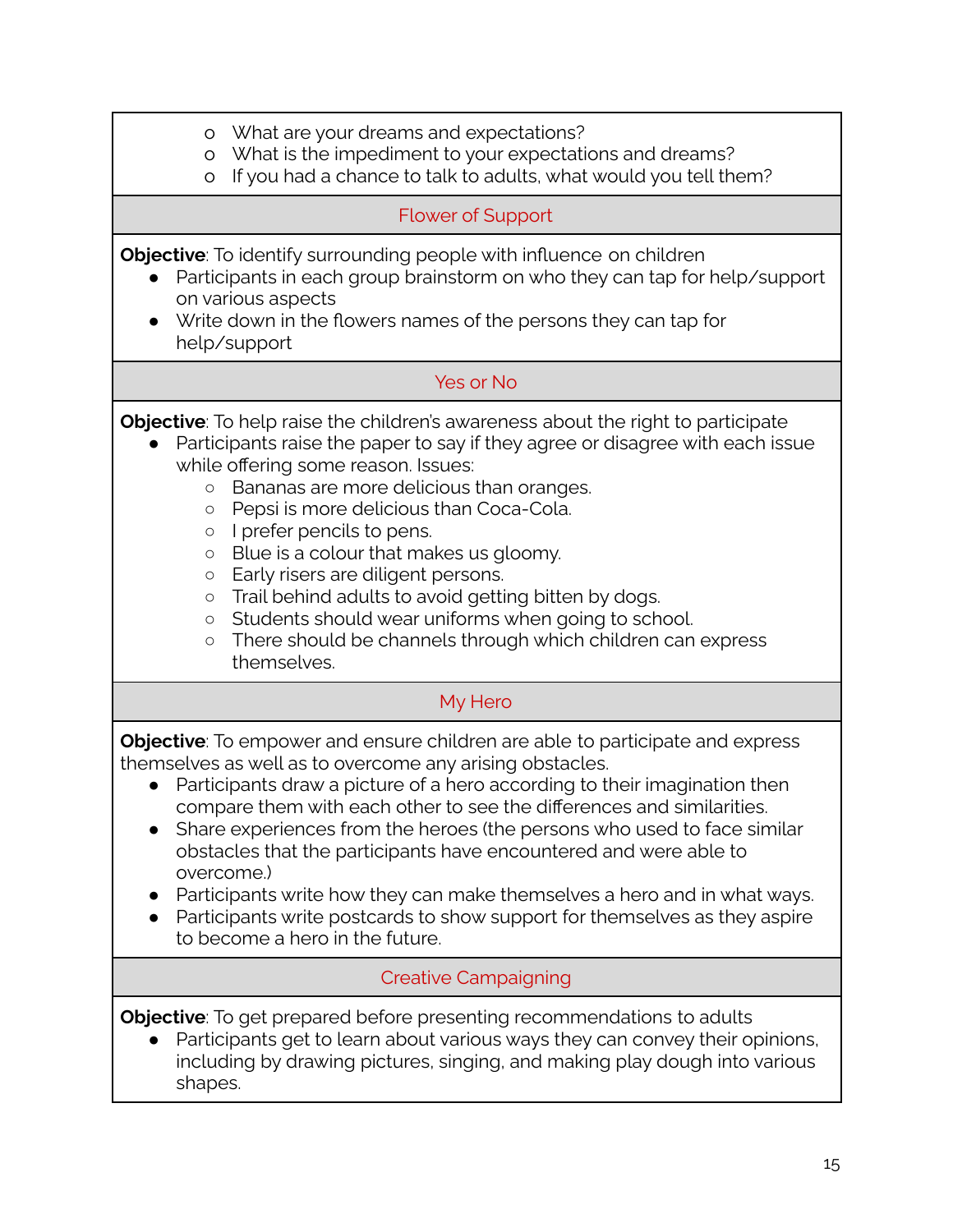- What are your dreams and expectations?
- What is the impediment to your expectations and dreams?
- If you had a chance to talk to adults, what would you tell them?

### Flower of Support

**Objective**: To identify surrounding people with influence on children

- Participants in each group brainstorm on who they can tap for help/support on various aspects
- Write down in the flowers names of the persons they can tap for help/support

### Yes or No

**Objective**: To help raise the children's awareness about the right to participate

- Participants raise the paper to say if they agree or disagree with each issue while offering some reason. Issues:
  - Bananas are more delicious than oranges.
  - Pepsi is more delicious than Coca-Cola.
  - I prefer pencils to pens.
  - Blue is a colour that makes us gloomy.
  - Early risers are diligent persons.
  - Trail behind adults to avoid getting bitten by dogs.
  - Students should wear uniforms when going to school.
  - There should be channels through which children can express themselves.

### My Hero

**Objective**: To empower and ensure children are able to participate and express themselves as well as to overcome any arising obstacles.

- Participants draw a picture of a hero according to their imagination then compare them with each other to see the differences and similarities.
- Share experiences from the heroes (the persons who used to face similar obstacles that the participants have encountered and were able to overcome.)
- Participants write how they can make themselves a hero and in what ways.
- Participants write postcards to show support for themselves as they aspire to become a hero in the future.

### Creative Campaigning

**Objective**: To get prepared before presenting recommendations to adults

- Participants get to learn about various ways they can convey their opinions, including by drawing pictures, singing, and making play dough into various shapes.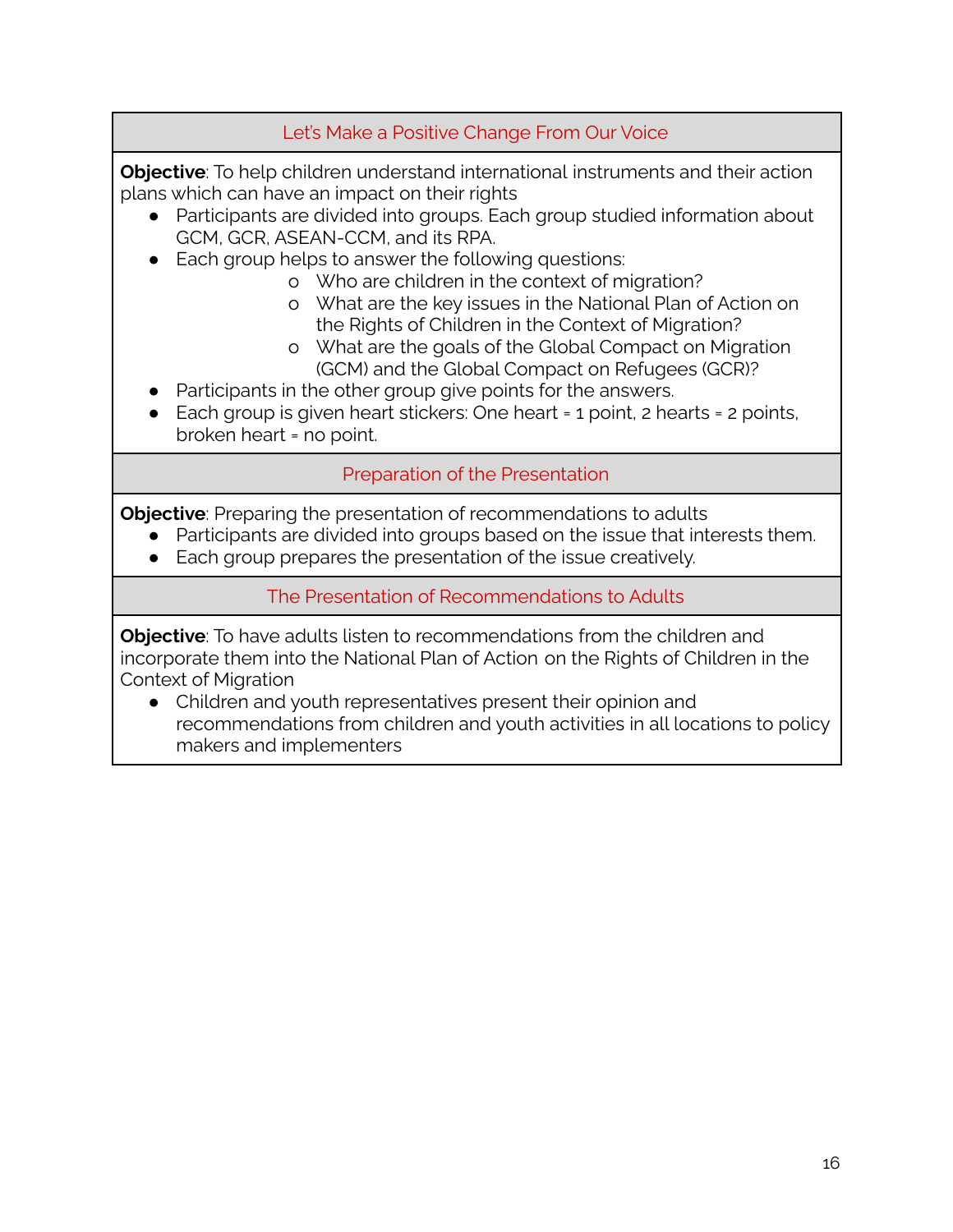### Let's Make a Positive Change From Our Voice

**Objective**: To help children understand international instruments and their action plans which can have an impact on their rights

- Participants are divided into groups. Each group studied information about GCM, GCR, ASEAN-CCM, and its RPA.
- Each group helps to answer the following questions:
  - Who are children in the context of migration?
  - What are the key issues in the National Plan of Action on the Rights of Children in the Context of Migration?
  - What are the goals of the Global Compact on Migration (GCM) and the Global Compact on Refugees (GCR)?
- Participants in the other group give points for the answers.
- Each group is given heart stickers: One heart = 1 point, 2 hearts = 2 points, broken heart = no point.

### Preparation of the Presentation

**Objective**: Preparing the presentation of recommendations to adults

- Participants are divided into groups based on the issue that interests them.
- Each group prepares the presentation of the issue creatively.

### The Presentation of Recommendations to Adults

**Objective**: To have adults listen to recommendations from the children and incorporate them into the National Plan of Action on the Rights of Children in the Context of Migration

- Children and youth representatives present their opinion and recommendations from children and youth activities in all locations to policy makers and implementers